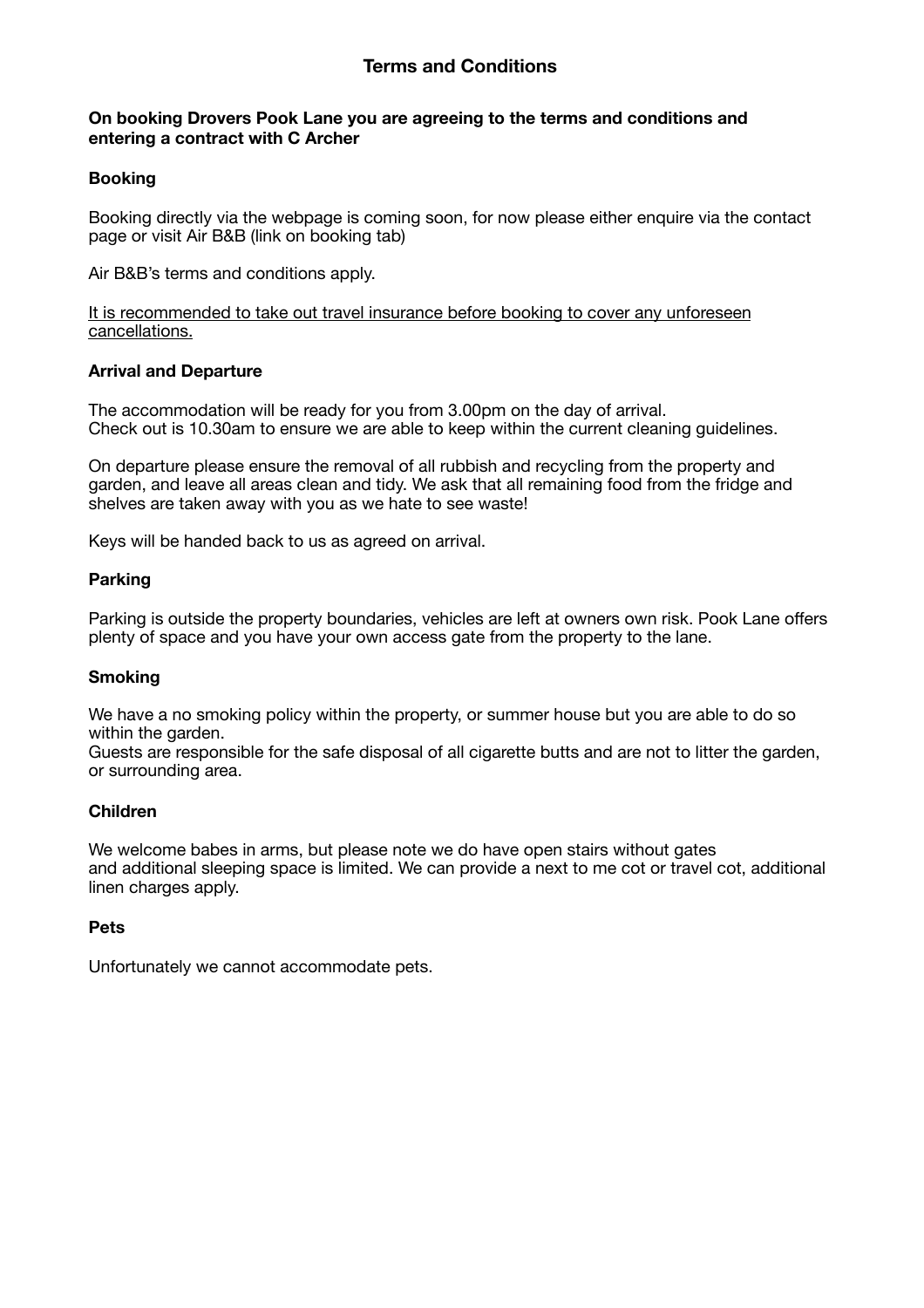# Terms and Conditions

**On booking Drovers Pook Lane you are agreeing to the terms and conditions and entering a contract with C Archer**

## Booking

Booking directly via the webpage is coming soon, for now please either enquire via the contact page or visit Air B&B (link on booking tab)

Air B&B's terms and conditions apply.

<u>It is recommended to take out travel insurance before booking to cover any unforeseen cancellations.</u>

## Arrival and Departure

The accommodation will be ready for you from 3.00pm on the day of arrival.
Check out is 10.30am to ensure we are able to keep within the current cleaning guidelines.

On departure please ensure the removal of all rubbish and recycling from the property and garden, and leave all areas clean and tidy. We ask that all remaining food from the fridge and shelves are taken away with you as we hate to see waste!

Keys will be handed back to us as agreed on arrival.

## Parking

Parking is outside the property boundaries, vehicles are left at owners own risk. Pook Lane offers plenty of space and you have your own access gate from the property to the lane.

## Smoking

We have a no smoking policy within the property, or summer house but you are able to do so within the garden.
Guests are responsible for the safe disposal of all cigarette butts and are not to litter the garden, or surrounding area.

## Children

We welcome babes in arms, but please note we do have open stairs without gates and additional sleeping space is limited. We can provide a next to me cot or travel cot, additional linen charges apply.

## Pets

Unfortunately we cannot accommodate pets.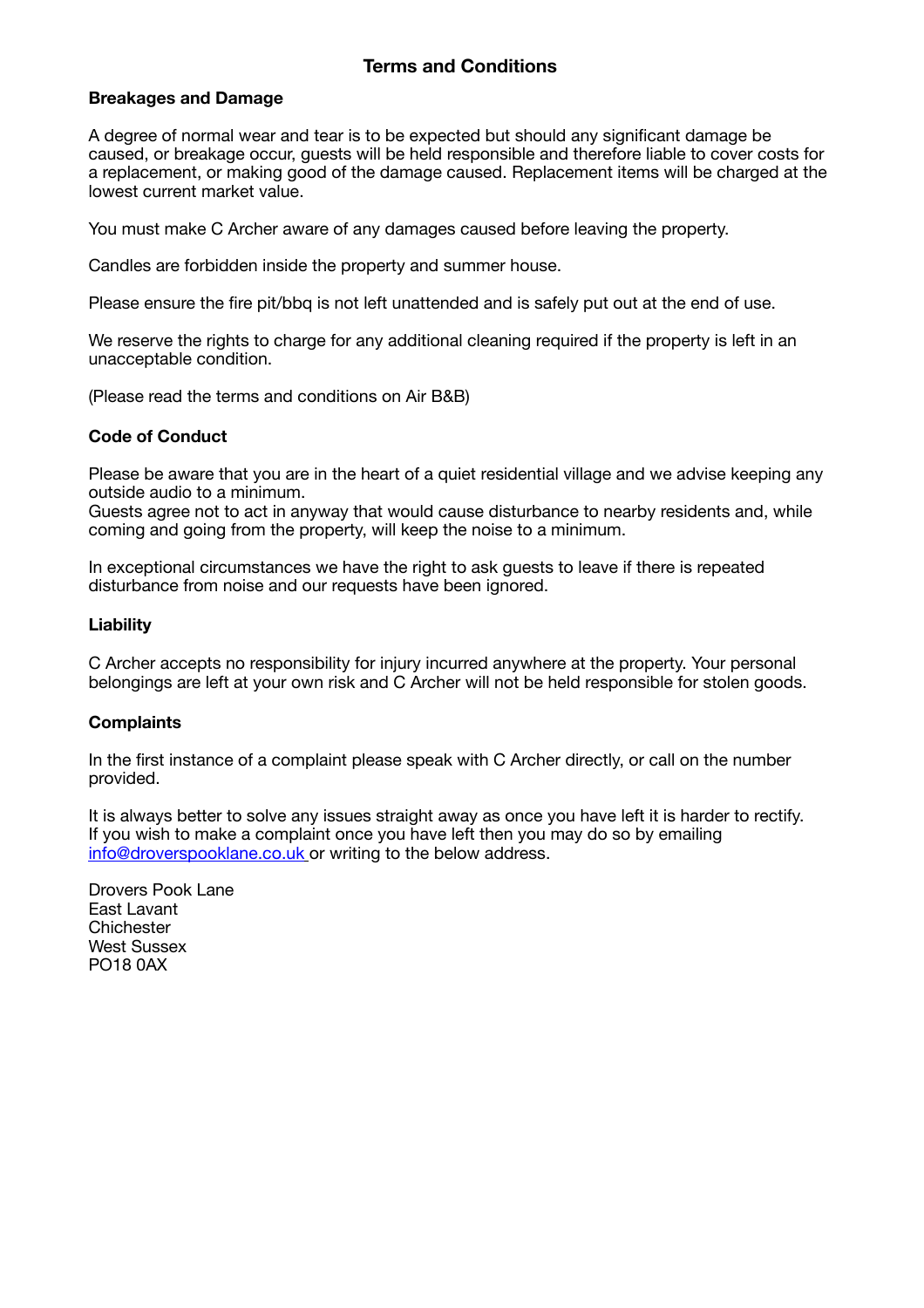# Terms and Conditions

### Breakages and Damage

A degree of normal wear and tear is to be expected but should any significant damage be caused, or breakage occur, guests will be held responsible and therefore liable to cover costs for a replacement, or making good of the damage caused. Replacement items will be charged at the lowest current market value.

You must make C Archer aware of any damages caused before leaving the property.

Candles are forbidden inside the property and summer house.

Please ensure the fire pit/bbq is not left unattended and is safely put out at the end of use.

We reserve the rights to charge for any additional cleaning required if the property is left in an unacceptable condition.

(Please read the terms and conditions on Air B&B)

### Code of Conduct

Please be aware that you are in the heart of a quiet residential village and we advise keeping any outside audio to a minimum.
Guests agree not to act in anyway that would cause disturbance to nearby residents and, while coming and going from the property, will keep the noise to a minimum.

In exceptional circumstances we have the right to ask guests to leave if there is repeated disturbance from noise and our requests have been ignored.

### Liability

C Archer accepts no responsibility for injury incurred anywhere at the property. Your personal belongings are left at your own risk and C Archer will not be held responsible for stolen goods.

### Complaints

In the first instance of a complaint please speak with C Archer directly, or call on the number provided.

It is always better to solve any issues straight away as once you have left it is harder to rectify.
If you wish to make a complaint once you have left then you may do so by emailing [info@droverspooklane.co.uk](mailto:info@droverspooklane.co.uk) or writing to the below address.

Drovers Pook Lane
East Lavant
Chichester
West Sussex
PO18 0AX